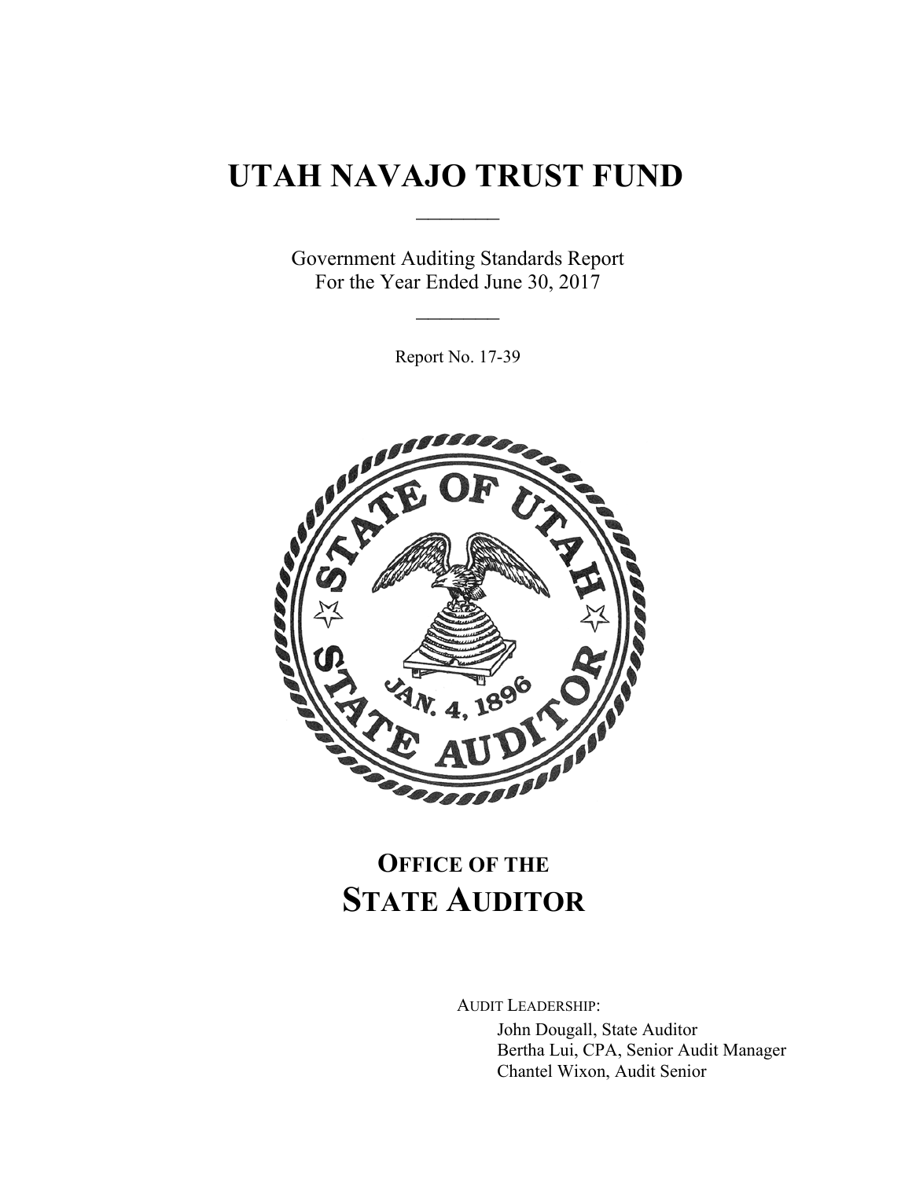# UTAH NAVAJO TRUST FUND

Government Auditing Standards Report
For the Year Ended June 30, 2017

Report No. 17-39

## OFFICE OF THE STATE AUDITOR

AUDIT LEADERSHIP:

John Dougall, State Auditor
Bertha Lui, CPA, Senior Audit Manager
Chantel Wixon, Audit Senior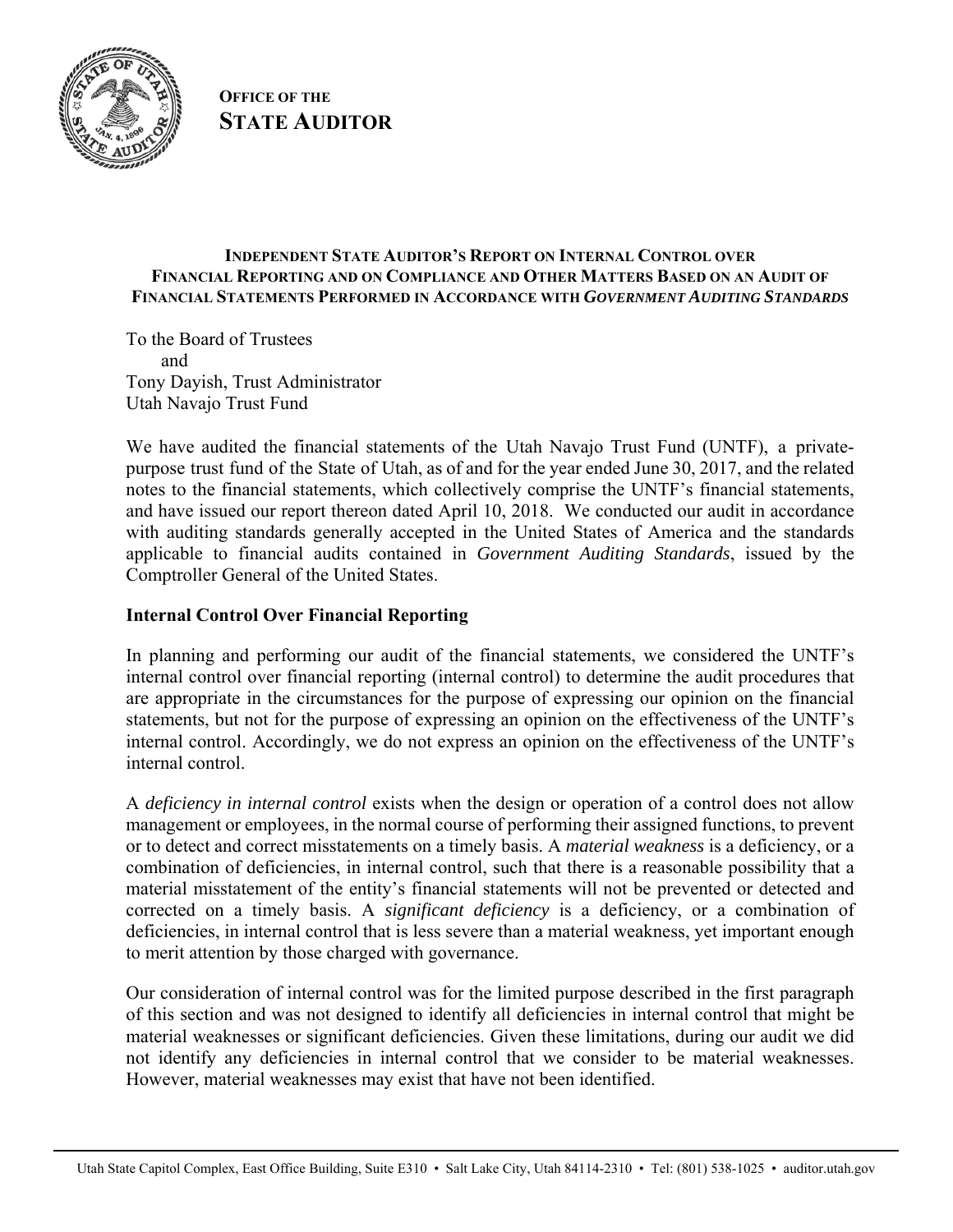**OFFICE OF THE**
**STATE AUDITOR**

### INDEPENDENT STATE AUDITOR'S REPORT ON INTERNAL CONTROL OVER FINANCIAL REPORTING AND ON COMPLIANCE AND OTHER MATTERS BASED ON AN AUDIT OF FINANCIAL STATEMENTS PERFORMED IN ACCORDANCE WITH *GOVERNMENT AUDITING STANDARDS*

To the Board of Trustees
and
Tony Dayish, Trust Administrator
Utah Navajo Trust Fund

We have audited the financial statements of the Utah Navajo Trust Fund (UNTF), a private-purpose trust fund of the State of Utah, as of and for the year ended June 30, 2017, and the related notes to the financial statements, which collectively comprise the UNTF's financial statements, and have issued our report thereon dated April 10, 2018. We conducted our audit in accordance with auditing standards generally accepted in the United States of America and the standards applicable to financial audits contained in *Government Auditing Standards*, issued by the Comptroller General of the United States.

**Internal Control Over Financial Reporting**

In planning and performing our audit of the financial statements, we considered the UNTF's internal control over financial reporting (internal control) to determine the audit procedures that are appropriate in the circumstances for the purpose of expressing our opinion on the financial statements, but not for the purpose of expressing an opinion on the effectiveness of the UNTF's internal control. Accordingly, we do not express an opinion on the effectiveness of the UNTF's internal control.

A *deficiency in internal control* exists when the design or operation of a control does not allow management or employees, in the normal course of performing their assigned functions, to prevent or to detect and correct misstatements on a timely basis. A *material weakness* is a deficiency, or a combination of deficiencies, in internal control, such that there is a reasonable possibility that a material misstatement of the entity's financial statements will not be prevented or detected and corrected on a timely basis. A *significant deficiency* is a deficiency, or a combination of deficiencies, in internal control that is less severe than a material weakness, yet important enough to merit attention by those charged with governance.

Our consideration of internal control was for the limited purpose described in the first paragraph of this section and was not designed to identify all deficiencies in internal control that might be material weaknesses or significant deficiencies. Given these limitations, during our audit we did not identify any deficiencies in internal control that we consider to be material weaknesses. However, material weaknesses may exist that have not been identified.

Utah State Capitol Complex, East Office Building, Suite E310 • Salt Lake City, Utah 84114-2310 • Tel: (801) 538-1025 • auditor.utah.gov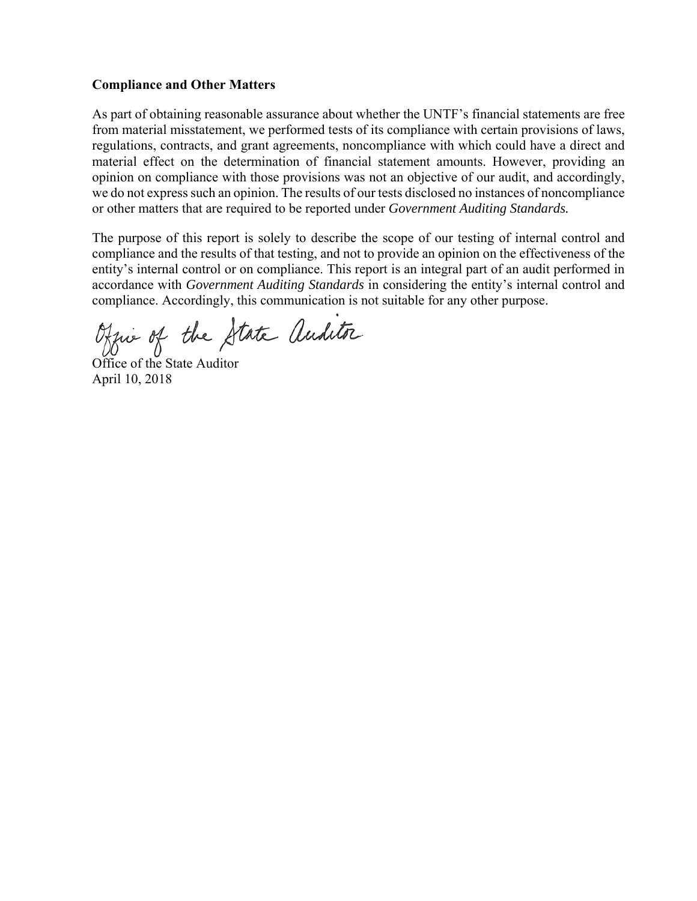**Compliance and Other Matters**

As part of obtaining reasonable assurance about whether the UNTF's financial statements are free from material misstatement, we performed tests of its compliance with certain provisions of laws, regulations, contracts, and grant agreements, noncompliance with which could have a direct and material effect on the determination of financial statement amounts. However, providing an opinion on compliance with those provisions was not an objective of our audit, and accordingly, we do not express such an opinion. The results of our tests disclosed no instances of noncompliance or other matters that are required to be reported under *Government Auditing Standards.*

The purpose of this report is solely to describe the scope of our testing of internal control and compliance and the results of that testing, and not to provide an opinion on the effectiveness of the entity's internal control or on compliance. This report is an integral part of an audit performed in accordance with *Government Auditing Standards* in considering the entity's internal control and compliance. Accordingly, this communication is not suitable for any other purpose.

Office of the State Auditor

Office of the State Auditor
April 10, 2018